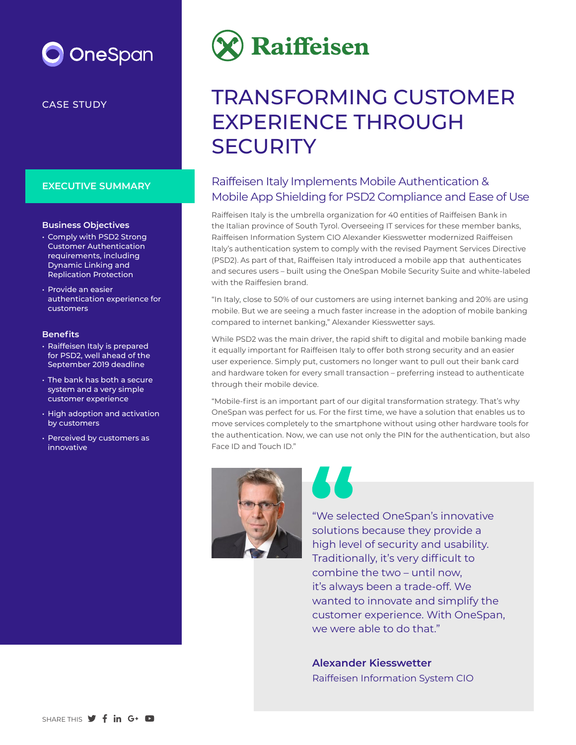OneSpan

CASE STUDY

Raiffeisen

# TRANSFORMING CUSTOMER EXPERIENCE THROUGH SECURITY

## EXECUTIVE SUMMARY

### Business Objectives

- Comply with PSD2 Strong Customer Authentication requirements, including Dynamic Linking and Replication Protection
- Provide an easier authentication experience for customers

### Benefits

- Raiffeisen Italy is prepared for PSD2, well ahead of the September 2019 deadline
- The bank has both a secure system and a very simple customer experience
- High adoption and activation by customers
- Perceived by customers as innovative

## Raiffeisen Italy Implements Mobile Authentication & Mobile App Shielding for PSD2 Compliance and Ease of Use

Raiffeisen Italy is the umbrella organization for 40 entities of Raiffeisen Bank in the Italian province of South Tyrol. Overseeing IT services for these member banks, Raiffeisen Information System CIO Alexander Kiesswetter modernized Raiffeisen Italy's authentication system to comply with the revised Payment Services Directive (PSD2). As part of that, Raiffeisen Italy introduced a mobile app that authenticates and secures users – built using the OneSpan Mobile Security Suite and white-labeled with the Raiffeisen brand.

"In Italy, close to 50% of our customers are using internet banking and 20% are using mobile. But we are seeing a much faster increase in the adoption of mobile banking compared to internet banking," Alexander Kiesswetter says.

While PSD2 was the main driver, the rapid shift to digital and mobile banking made it equally important for Raiffeisen Italy to offer both strong security and an easier user experience. Simply put, customers no longer want to pull out their bank card and hardware token for every small transaction – preferring instead to authenticate through their mobile device.

"Mobile-first is an important part of our digital transformation strategy. That's why OneSpan was perfect for us. For the first time, we have a solution that enables us to move services completely to the smartphone without using other hardware tools for the authentication. Now, we can use not only the PIN for the authentication, but also Face ID and Touch ID."

> "We selected OneSpan's innovative solutions because they provide a high level of security and usability. Traditionally, it's very difficult to combine the two – until now, it's always been a trade-off. We wanted to innovate and simplify the customer experience. With OneSpan, we were able to do that."
>
> **Alexander Kiesswetter**
> Raiffeisen Information System CIO

SHARE THIS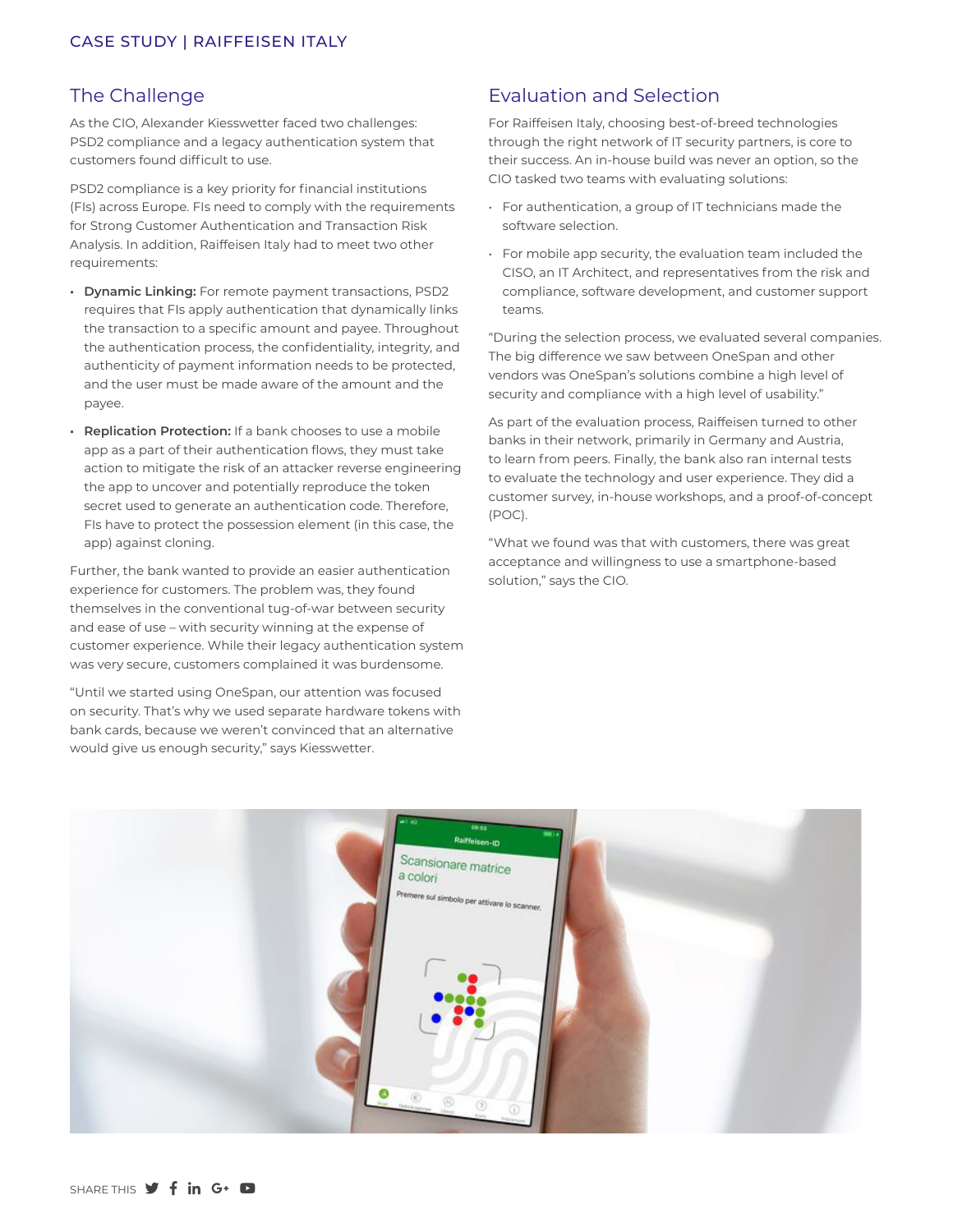## The Challenge

As the CIO, Alexander Kiesswetter faced two challenges: PSD2 compliance and a legacy authentication system that customers found difficult to use.

PSD2 compliance is a key priority for financial institutions (FIs) across Europe. FIs need to comply with the requirements for Strong Customer Authentication and Transaction Risk Analysis. In addition, Raiffeisen Italy had to meet two other requirements:

- **Dynamic Linking:** For remote payment transactions, PSD2 requires that FIs apply authentication that dynamically links the transaction to a specific amount and payee. Throughout the authentication process, the confidentiality, integrity, and authenticity of payment information needs to be protected, and the user must be made aware of the amount and the payee.
- **Replication Protection:** If a bank chooses to use a mobile app as a part of their authentication flows, they must take action to mitigate the risk of an attacker reverse engineering the app to uncover and potentially reproduce the token secret used to generate an authentication code. Therefore, FIs have to protect the possession element (in this case, the app) against cloning.

Further, the bank wanted to provide an easier authentication experience for customers. The problem was, they found themselves in the conventional tug-of-war between security and ease of use – with security winning at the expense of customer experience. While their legacy authentication system was very secure, customers complained it was burdensome.

"Until we started using OneSpan, our attention was focused on security. That's why we used separate hardware tokens with bank cards, because we weren't convinced that an alternative would give us enough security," says Kiesswetter.

## Evaluation and Selection

For Raiffeisen Italy, choosing best-of-breed technologies through the right network of IT security partners, is core to their success. An in-house build was never an option, so the CIO tasked two teams with evaluating solutions:

- For authentication, a group of IT technicians made the software selection.
- For mobile app security, the evaluation team included the CISO, an IT Architect, and representatives from the risk and compliance, software development, and customer support teams.

"During the selection process, we evaluated several companies. The big difference we saw between OneSpan and other vendors was OneSpan's solutions combine a high level of security and compliance with a high level of usability."

As part of the evaluation process, Raiffeisen turned to other banks in their network, primarily in Germany and Austria, to learn from peers. Finally, the bank also ran internal tests to evaluate the technology and user experience. They did a customer survey, in-house workshops, and a proof-of-concept (POC).

"What we found was that with customers, there was great acceptance and willingness to use a smartphone-based solution," says the CIO.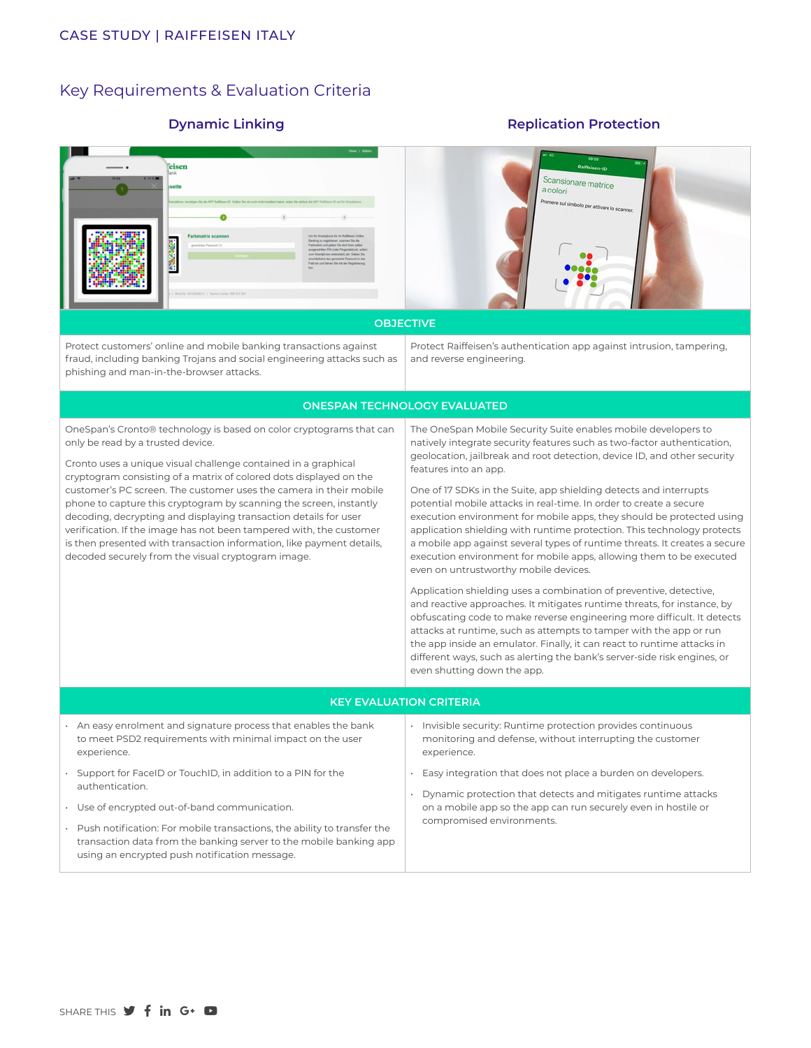## Key Requirements & Evaluation Criteria

| Dynamic Linking | Replication Protection |
|---|---|
| **OBJECTIVE** | |
| Protect customers' online and mobile banking transactions against fraud, including banking Trojans and social engineering attacks such as phishing and man-in-the-browser attacks. | Protect Raiffeisen's authentication app against intrusion, tampering, and reverse engineering. |
| **ONESPAN TECHNOLOGY EVALUATED** | |
| OneSpan's Cronto® technology is based on color cryptograms that can only be read by a trusted device.<br><br>Cronto uses a unique visual challenge contained in a graphical cryptogram consisting of a matrix of colored dots displayed on the customer's PC screen. The customer uses the camera in their mobile phone to capture this cryptogram by scanning the screen, instantly decoding, decrypting and displaying transaction details for user verification. If the image has not been tampered with, the customer is then presented with transaction information, like payment details, decoded securely from the visual cryptogram image. | The OneSpan Mobile Security Suite enables mobile developers to natively integrate security features such as two-factor authentication, geolocation, jailbreak and root detection, device ID, and other security features into an app.<br><br>One of 17 SDKs in the Suite, app shielding detects and interrupts potential mobile attacks in real-time. In order to create a secure execution environment for mobile apps, they should be protected using application shielding with runtime protection. This technology protects a mobile app against several types of runtime threats. It creates a secure execution environment for mobile apps, allowing them to be executed even on untrustworthy mobile devices.<br><br>Application shielding uses a combination of preventive, detective, and reactive approaches. It mitigates runtime threats, for instance, by obfuscating code to make reverse engineering more difficult. It detects attacks at runtime, such as attempts to tamper with the app or run the app inside an emulator. Finally, it can react to runtime attacks in different ways, such as alerting the bank's server-side risk engines, or even shutting down the app. |
| **KEY EVALUATION CRITERIA** | |
| • An easy enrolment and signature process that enables the bank to meet PSD2 requirements with minimal impact on the user experience.<br><br>• Support for FaceID or TouchID, in addition to a PIN for the authentication.<br><br>• Use of encrypted out-of-band communication.<br><br>• Push notification: For mobile transactions, the ability to transfer the transaction data from the banking server to the mobile banking app using an encrypted push notification message. | • Invisible security: Runtime protection provides continuous monitoring and defense, without interrupting the customer experience.<br><br>• Easy integration that does not place a burden on developers.<br><br>• Dynamic protection that detects and mitigates runtime attacks on a mobile app so the app can run securely even in hostile or compromised environments. |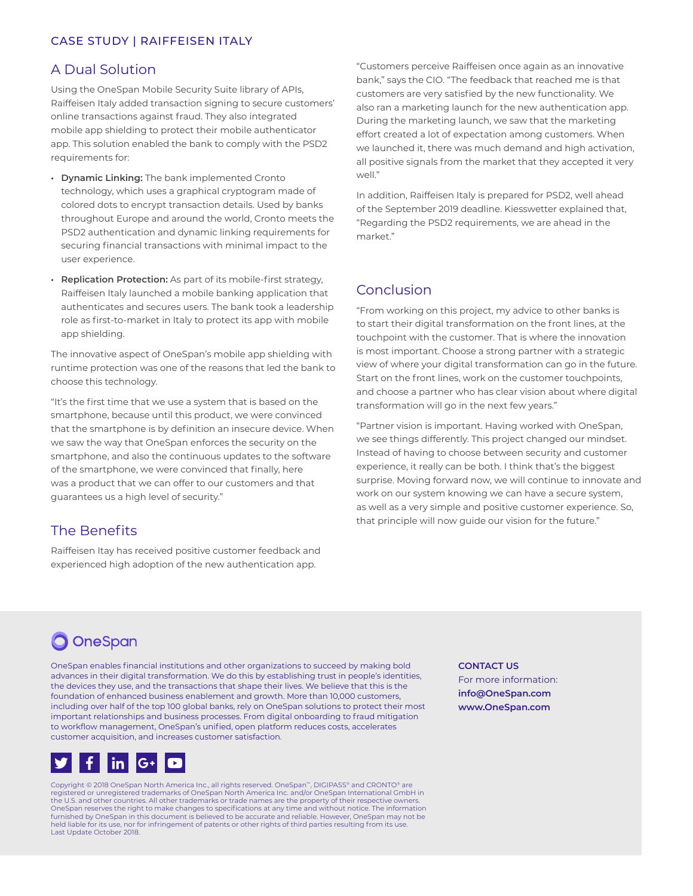CASE STUDY | RAIFFEISEN ITALY

## A Dual Solution

Using the OneSpan Mobile Security Suite library of APIs, Raiffeisen Italy added transaction signing to secure customers' online transactions against fraud. They also integrated mobile app shielding to protect their mobile authenticator app. This solution enabled the bank to comply with the PSD2 requirements for:

- **Dynamic Linking:** The bank implemented Cronto technology, which uses a graphical cryptogram made of colored dots to encrypt transaction details. Used by banks throughout Europe and around the world, Cronto meets the PSD2 authentication and dynamic linking requirements for securing financial transactions with minimal impact to the user experience.
- **Replication Protection:** As part of its mobile-first strategy, Raiffeisen Italy launched a mobile banking application that authenticates and secures users. The bank took a leadership role as first-to-market in Italy to protect its app with mobile app shielding.

The innovative aspect of OneSpan's mobile app shielding with runtime protection was one of the reasons that led the bank to choose this technology.

"It's the first time that we use a system that is based on the smartphone, because until this product, we were convinced that the smartphone is by definition an insecure device. When we saw the way that OneSpan enforces the security on the smartphone, and also the continuous updates to the software of the smartphone, we were convinced that finally, here was a product that we can offer to our customers and that guarantees us a high level of security."

## The Benefits

Raiffeisen Itay has received positive customer feedback and experienced high adoption of the new authentication app.

"Customers perceive Raiffeisen once again as an innovative bank," says the CIO. "The feedback that reached me is that customers are very satisfied by the new functionality. We also ran a marketing launch for the new authentication app. During the marketing launch, we saw that the marketing effort created a lot of expectation among customers. When we launched it, there was much demand and high activation, all positive signals from the market that they accepted it very well."

In addition, Raiffeisen Italy is prepared for PSD2, well ahead of the September 2019 deadline. Kiesswetter explained that, "Regarding the PSD2 requirements, we are ahead in the market."

## Conclusion

"From working on this project, my advice to other banks is to start their digital transformation on the front lines, at the touchpoint with the customer. That is where the innovation is most important. Choose a strong partner with a strategic view of where your digital transformation can go in the future. Start on the front lines, work on the customer touchpoints, and choose a partner who has clear vision about where digital transformation will go in the next few years."

"Partner vision is important. Having worked with OneSpan, we see things differently. This project changed our mindset. Instead of having to choose between security and customer experience, it really can be both. I think that's the biggest surprise. Moving forward now, we will continue to innovate and work on our system knowing we can have a secure system, as well as a very simple and positive customer experience. So, that principle will now guide our vision for the future."

OneSpan

OneSpan enables financial institutions and other organizations to succeed by making bold advances in their digital transformation. We do this by establishing trust in people's identities, the devices they use, and the transactions that shape their lives. We believe that this is the foundation of enhanced business enablement and growth. More than 10,000 customers, including over half of the top 100 global banks, rely on OneSpan solutions to protect their most important relationships and business processes. From digital onboarding to fraud mitigation to workflow management, OneSpan's unified, open platform reduces costs, accelerates customer acquisition, and increases customer satisfaction.

**CONTACT US**
For more information:
**info@OneSpan.com**
**www.OneSpan.com**

Copyright © 2018 OneSpan North America Inc., all rights reserved. OneSpan™, DIGIPASS® and CRONTO® are registered or unregistered trademarks of OneSpan North America Inc. and/or OneSpan International GmbH in the U.S. and other countries. All other trademarks or trade names are the property of their respective owners. OneSpan reserves the right to make changes to specifications at any time and without notice. The information furnished by OneSpan in this document is believed to be accurate and reliable. However, OneSpan may not be held liable for its use, nor for infringement of patents or other rights of third parties resulting from its use. Last Update October 2018.